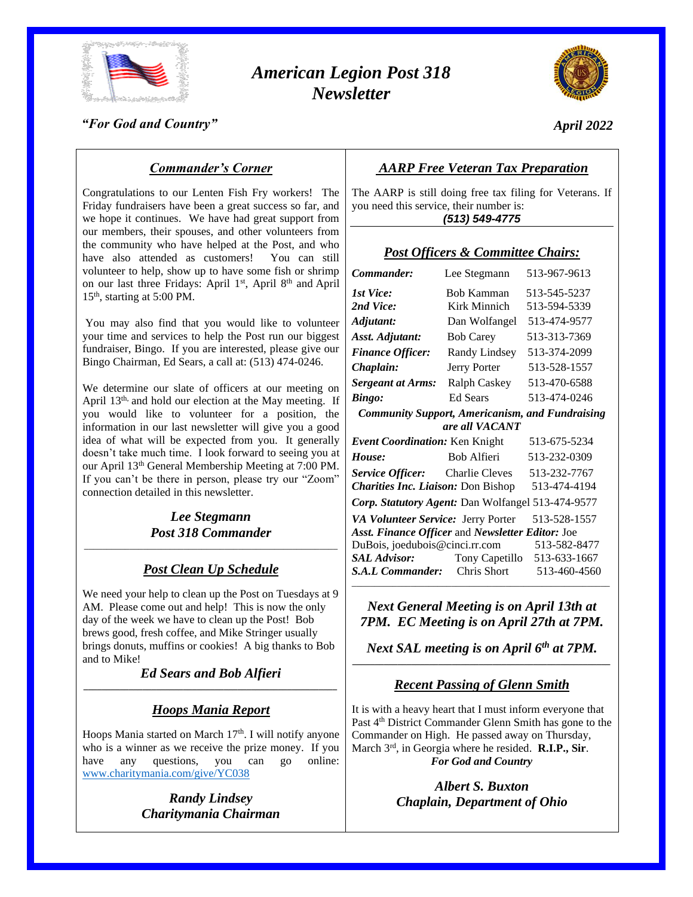# *American Legion Post 318 Newsletter*

***"For God and Country"***

***April 2022***

## ***Commander's Corner***

Congratulations to our Lenten Fish Fry workers! The Friday fundraisers have been a great success so far, and we hope it continues. We have had great support from our members, their spouses, and other volunteers from the community who have helped at the Post, and who have also attended as customers! You can still volunteer to help, show up to have some fish or shrimp on our last three Fridays: April 1st, April 8th and April 15th, starting at 5:00 PM.

You may also find that you would like to volunteer your time and services to help the Post run our biggest fundraiser, Bingo. If you are interested, please give our Bingo Chairman, Ed Sears, a call at: (513) 474-0246.

We determine our slate of officers at our meeting on April 13th, and hold our election at the May meeting. If you would like to volunteer for a position, the information in our last newsletter will give you a good idea of what will be expected from you. It generally doesn't take much time. I look forward to seeing you at our April 13th General Membership Meeting at 7:00 PM. If you can't be there in person, please try our "Zoom" connection detailed in this newsletter.

***Lee Stegmann***
***Post 318 Commander***

## ***Post Clean Up Schedule***

We need your help to clean up the Post on Tuesdays at 9 AM. Please come out and help! This is now the only day of the week we have to clean up the Post! Bob brews good, fresh coffee, and Mike Stringer usually brings donuts, muffins or cookies! A big thanks to Bob and to Mike!

***Ed Sears and Bob Alfieri***

## ***Hoops Mania Report***

Hoops Mania started on March 17th. I will notify anyone who is a winner as we receive the prize money. If you have any questions, you can go online: www.charitymania.com/give/YC038

***Randy Lindsey***
***Charitymania Chairman***

## ***AARP Free Veteran Tax Preparation***

The AARP is still doing free tax filing for Veterans. If you need this service, their number is:
***(513) 549-4775***

## ***Post Officers & Committee Chairs:***

| | | |
|---|---|---|
| ***Commander:*** | Lee Stegmann | 513-967-9613 |
| ***1st Vice:*** | Bob Kamman | 513-545-5237 |
| ***2nd Vice:*** | Kirk Minnich | 513-594-5339 |
| ***Adjutant:*** | Dan Wolfangel | 513-474-9577 |
| ***Asst. Adjutant:*** | Bob Carey | 513-313-7369 |
| ***Finance Officer:*** | Randy Lindsey | 513-374-2099 |
| ***Chaplain:*** | Jerry Porter | 513-528-1557 |
| ***Sergeant at Arms:*** | Ralph Caskey | 513-470-6588 |
| ***Bingo:*** | Ed Sears | 513-474-0246 |
| ***Community Support, Americanism, and Fundraising are all VACANT*** | | |
| ***Event Coordination:*** | Ken Knight | 513-675-5234 |
| ***House:*** | Bob Alfieri | 513-232-0309 |
| ***Service Officer:*** | Charlie Cleves | 513-232-7767 |
| ***Charities Inc. Liaison:*** | Don Bishop | 513-474-4194 |
| ***Corp. Statutory Agent:*** | Dan Wolfangel | 513-474-9577 |
| ***VA Volunteer Service:*** | Jerry Porter | 513-528-1557 |
| ***Asst. Finance Officer*** and ***Newsletter Editor:*** | Joe DuBois, joedubois@cinci.rr.com | 513-582-8477 |
| ***SAL Advisor:*** | Tony Capetillo | 513-633-1667 |
| ***S.A.L Commander:*** | Chris Short | 513-460-4560 |

***Next General Meeting is on April 13th at 7PM. EC Meeting is on April 27th at 7PM.***

***Next SAL meeting is on April 6th at 7PM.***

## ***Recent Passing of Glenn Smith***

It is with a heavy heart that I must inform everyone that Past 4th District Commander Glenn Smith has gone to the Commander on High. He passed away on Thursday, March 3rd, in Georgia where he resided. **R.I.P., Sir**.
***For God and Country***

***Albert S. Buxton***
***Chaplain, Department of Ohio***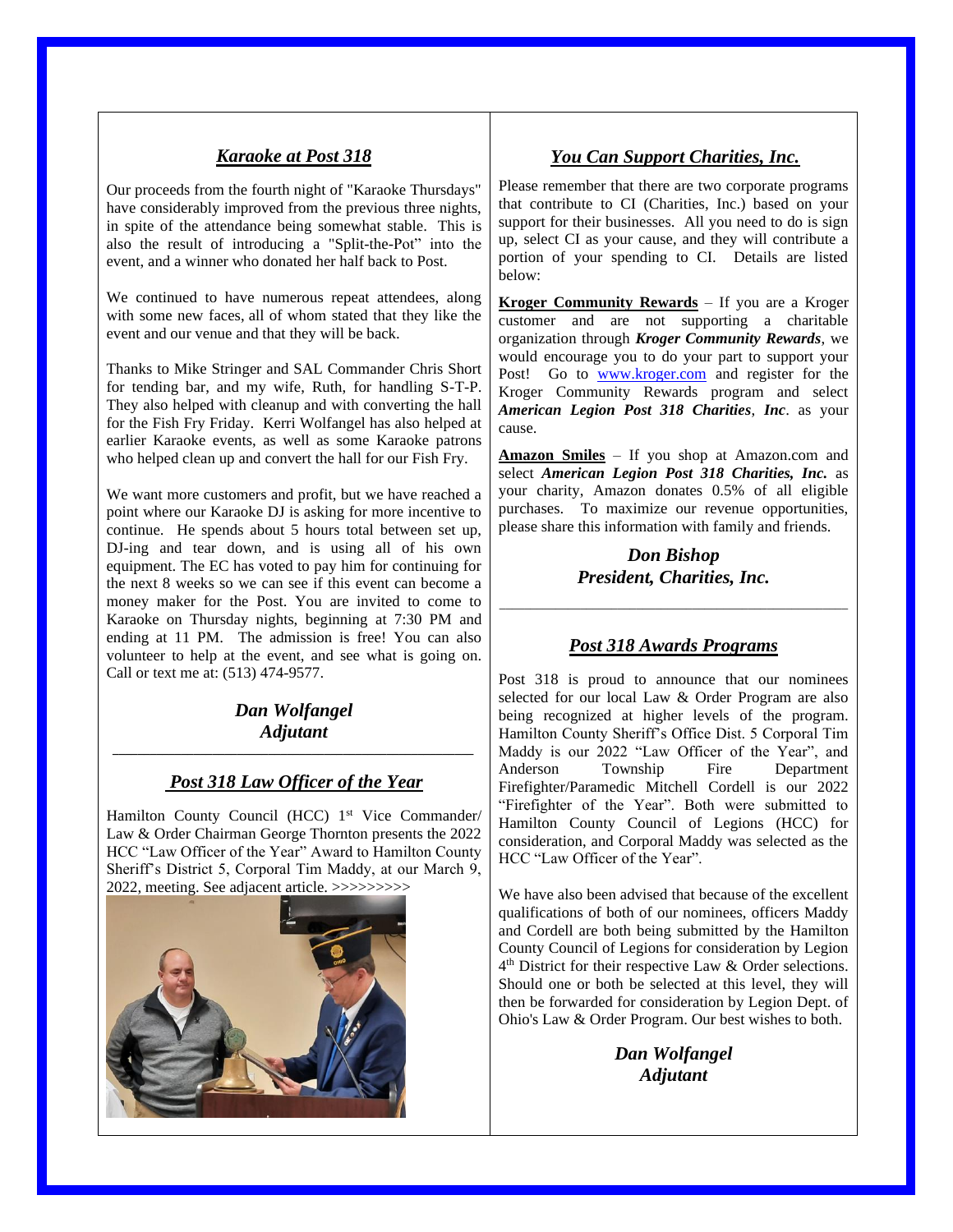## *Karaoke at Post 318*

Our proceeds from the fourth night of "Karaoke Thursdays" have considerably improved from the previous three nights, in spite of the attendance being somewhat stable. This is also the result of introducing a "Split-the-Pot" into the event, and a winner who donated her half back to Post.

We continued to have numerous repeat attendees, along with some new faces, all of whom stated that they like the event and our venue and that they will be back.

Thanks to Mike Stringer and SAL Commander Chris Short for tending bar, and my wife, Ruth, for handling S-T-P. They also helped with cleanup and with converting the hall for the Fish Fry Friday. Kerri Wolfangel has also helped at earlier Karaoke events, as well as some Karaoke patrons who helped clean up and convert the hall for our Fish Fry.

We want more customers and profit, but we have reached a point where our Karaoke DJ is asking for more incentive to continue. He spends about 5 hours total between set up, DJ-ing and tear down, and is using all of his own equipment. The EC has voted to pay him for continuing for the next 8 weeks so we can see if this event can become a money maker for the Post. You are invited to come to Karaoke on Thursday nights, beginning at 7:30 PM and ending at 11 PM. The admission is free! You can also volunteer to help at the event, and see what is going on. Call or text me at: (513) 474-9577.

***Dan Wolfangel***
***Adjutant***

---

## *Post 318 Law Officer of the Year*

Hamilton County Council (HCC) 1st Vice Commander/ Law & Order Chairman George Thornton presents the 2022 HCC "Law Officer of the Year" Award to Hamilton County Sheriff's District 5, Corporal Tim Maddy, at our March 9, 2022, meeting. See adjacent article. >>>>>>>>>

## *You Can Support Charities, Inc.*

Please remember that there are two corporate programs that contribute to CI (Charities, Inc.) based on your support for their businesses. All you need to do is sign up, select CI as your cause, and they will contribute a portion of your spending to CI. Details are listed below:

**Kroger Community Rewards** – If you are a Kroger customer and are not supporting a charitable organization through ***Kroger Community Rewards***, we would encourage you to do your part to support your Post! Go to www.kroger.com and register for the Kroger Community Rewards program and select ***American Legion Post 318 Charities***, ***Inc***. as your cause.

**Amazon Smiles** – If you shop at Amazon.com and select ***American Legion Post 318 Charities, Inc.*** as your charity, Amazon donates 0.5% of all eligible purchases. To maximize our revenue opportunities, please share this information with family and friends.

***Don Bishop***
***President, Charities, Inc.***

---

## *Post 318 Awards Programs*

Post 318 is proud to announce that our nominees selected for our local Law & Order Program are also being recognized at higher levels of the program. Hamilton County Sheriff's Office Dist. 5 Corporal Tim Maddy is our 2022 "Law Officer of the Year", and Anderson Township Fire Department Firefighter/Paramedic Mitchell Cordell is our 2022 "Firefighter of the Year". Both were submitted to Hamilton County Council of Legions (HCC) for consideration, and Corporal Maddy was selected as the HCC "Law Officer of the Year".

We have also been advised that because of the excellent qualifications of both of our nominees, officers Maddy and Cordell are both being submitted by the Hamilton County Council of Legions for consideration by Legion 4th District for their respective Law & Order selections. Should one or both be selected at this level, they will then be forwarded for consideration by Legion Dept. of Ohio's Law & Order Program. Our best wishes to both.

***Dan Wolfangel***
***Adjutant***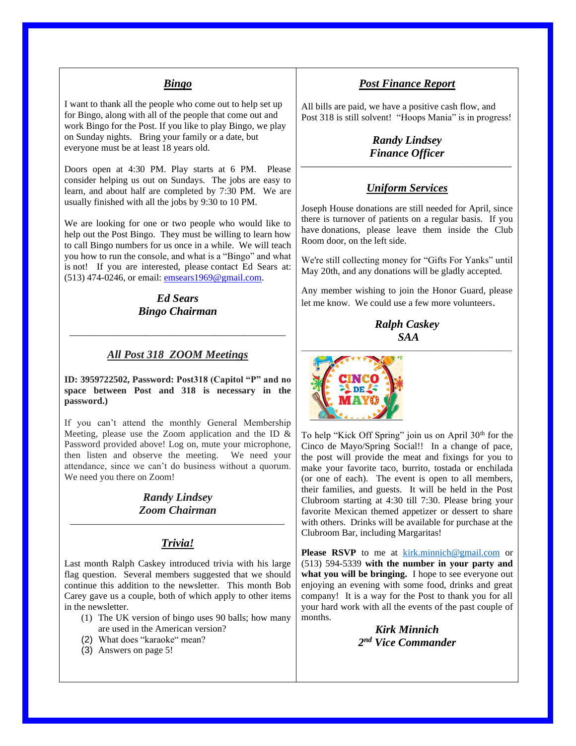## ***Bingo***

I want to thank all the people who come out to help set up for Bingo, along with all of the people that come out and work Bingo for the Post. If you like to play Bingo, we play on Sunday nights. Bring your family or a date, but everyone must be at least 18 years old.

Doors open at 4:30 PM. Play starts at 6 PM. Please consider helping us out on Sundays. The jobs are easy to learn, and about half are completed by 7:30 PM. We are usually finished with all the jobs by 9:30 to 10 PM.

We are looking for one or two people who would like to help out the Post Bingo. They must be willing to learn how to call Bingo numbers for us once in a while. We will teach you how to run the console, and what is a "Bingo" and what is not! If you are interested, please contact Ed Sears at: (513) 474-0246, or email: emsears1969@gmail.com.

***Ed Sears***
***Bingo Chairman***

---

## ***All Post 318 ZOOM Meetings***

**ID: 3959722502, Password: Post318 (Capitol "P" and no space between Post and 318 is necessary in the password.)**

If you can't attend the monthly General Membership Meeting, please use the Zoom application and the ID & Password provided above! Log on, mute your microphone, then listen and observe the meeting. We need your attendance, since we can't do business without a quorum. We need you there on Zoom!

***Randy Lindsey***
***Zoom Chairman***

---

## ***Trivia!***

Last month Ralph Caskey introduced trivia with his large flag question. Several members suggested that we should continue this addition to the newsletter. This month Bob Carey gave us a couple, both of which apply to other items in the newsletter.

(1) The UK version of bingo uses 90 balls; how many are used in the American version?
(2) What does "karaoke" mean?
(3) Answers on page 5!

## ***Post Finance Report***

All bills are paid, we have a positive cash flow, and Post 318 is still solvent! "Hoops Mania" is in progress!

***Randy Lindsey***
***Finance Officer***

---

## ***Uniform Services***

Joseph House donations are still needed for April, since there is turnover of patients on a regular basis. If you have donations, please leave them inside the Club Room door, on the left side.

We're still collecting money for "Gifts For Yanks" until May 20th, and any donations will be gladly accepted.

Any member wishing to join the Honor Guard, please let me know. We could use a few more volunteers.

***Ralph Caskey***
***SAA***

---

To help "Kick Off Spring" join us on April 30th for the Cinco de Mayo/Spring Social!! In a change of pace, the post will provide the meat and fixings for you to make your favorite taco, burrito, tostada or enchilada (or one of each). The event is open to all members, their families, and guests. It will be held in the Post Clubroom starting at 4:30 till 7:30. Please bring your favorite Mexican themed appetizer or dessert to share with others. Drinks will be available for purchase at the Clubroom Bar, including Margaritas!

**Please RSVP** to me at kirk.minnich@gmail.com or (513) 594-5339 **with the number in your party and what you will be bringing.** I hope to see everyone out enjoying an evening with some food, drinks and great company! It is a way for the Post to thank you for all your hard work with all the events of the past couple of months.

***Kirk Minnich***
***2nd Vice Commander***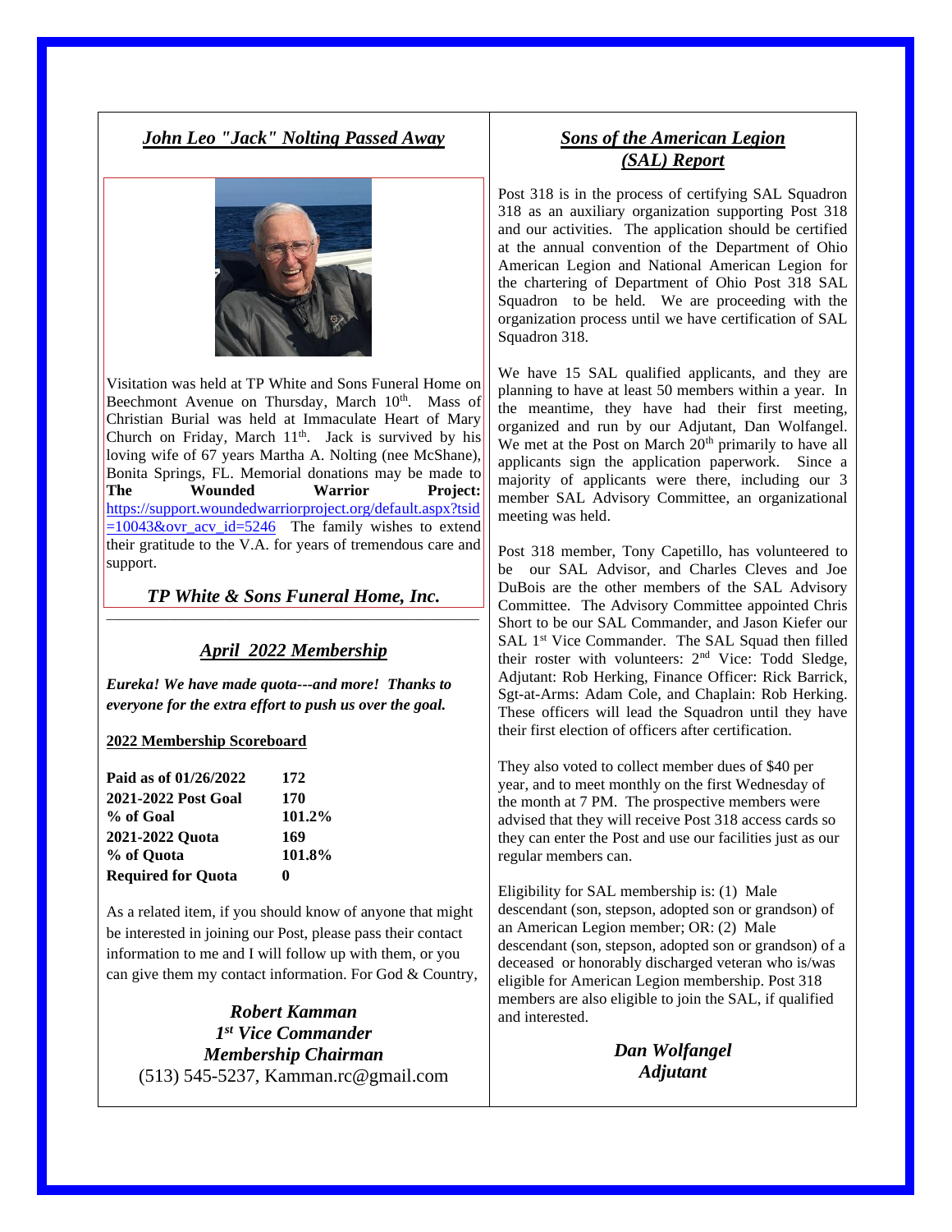## *John Leo "Jack" Nolting Passed Away*

Visitation was held at TP White and Sons Funeral Home on Beechmont Avenue on Thursday, March 10th. Mass of Christian Burial was held at Immaculate Heart of Mary Church on Friday, March 11th. Jack is survived by his loving wife of 67 years Martha A. Nolting (nee McShane), Bonita Springs, FL. Memorial donations may be made to **The Wounded Warrior Project:** https://support.woundedwarriorproject.org/default.aspx?tsid=10043&ovr_acv_id=5246 The family wishes to extend their gratitude to the V.A. for years of tremendous care and support.

***TP White & Sons Funeral Home, Inc.***

---

## *April 2022 Membership*

***Eureka! We have made quota---and more! Thanks to everyone for the extra effort to push us over the goal.***

**2022 Membership Scoreboard**

| | |
|---|---|
| **Paid as of 01/26/2022** | **172** |
| **2021-2022 Post Goal** | **170** |
| **% of Goal** | **101.2%** |
| **2021-2022 Quota** | **169** |
| **% of Quota** | **101.8%** |
| **Required for Quota** | **0** |

As a related item, if you should know of anyone that might be interested in joining our Post, please pass their contact information to me and I will follow up with them, or you can give them my contact information. For God & Country,

***Robert Kamman***
***1st Vice Commander***
***Membership Chairman***
(513) 545-5237, Kamman.rc@gmail.com

## *Sons of the American Legion (SAL) Report*

Post 318 is in the process of certifying SAL Squadron 318 as an auxiliary organization supporting Post 318 and our activities. The application should be certified at the annual convention of the Department of Ohio American Legion and National American Legion for the chartering of Department of Ohio Post 318 SAL Squadron to be held. We are proceeding with the organization process until we have certification of SAL Squadron 318.

We have 15 SAL qualified applicants, and they are planning to have at least 50 members within a year. In the meantime, they have had their first meeting, organized and run by our Adjutant, Dan Wolfangel. We met at the Post on March 20th primarily to have all applicants sign the application paperwork. Since a majority of applicants were there, including our 3 member SAL Advisory Committee, an organizational meeting was held.

Post 318 member, Tony Capetillo, has volunteered to be our SAL Advisor, and Charles Cleves and Joe DuBois are the other members of the SAL Advisory Committee. The Advisory Committee appointed Chris Short to be our SAL Commander, and Jason Kiefer our SAL 1st Vice Commander. The SAL Squad then filled their roster with volunteers: 2nd Vice: Todd Sledge, Adjutant: Rob Herking, Finance Officer: Rick Barrick, Sgt-at-Arms: Adam Cole, and Chaplain: Rob Herking. These officers will lead the Squadron until they have their first election of officers after certification.

They also voted to collect member dues of $40 per year, and to meet monthly on the first Wednesday of the month at 7 PM. The prospective members were advised that they will receive Post 318 access cards so they can enter the Post and use our facilities just as our regular members can.

Eligibility for SAL membership is: (1) Male descendant (son, stepson, adopted son or grandson) of an American Legion member; OR: (2) Male descendant (son, stepson, adopted son or grandson) of a deceased or honorably discharged veteran who is/was eligible for American Legion membership. Post 318 members are also eligible to join the SAL, if qualified and interested.

***Dan Wolfangel***
***Adjutant***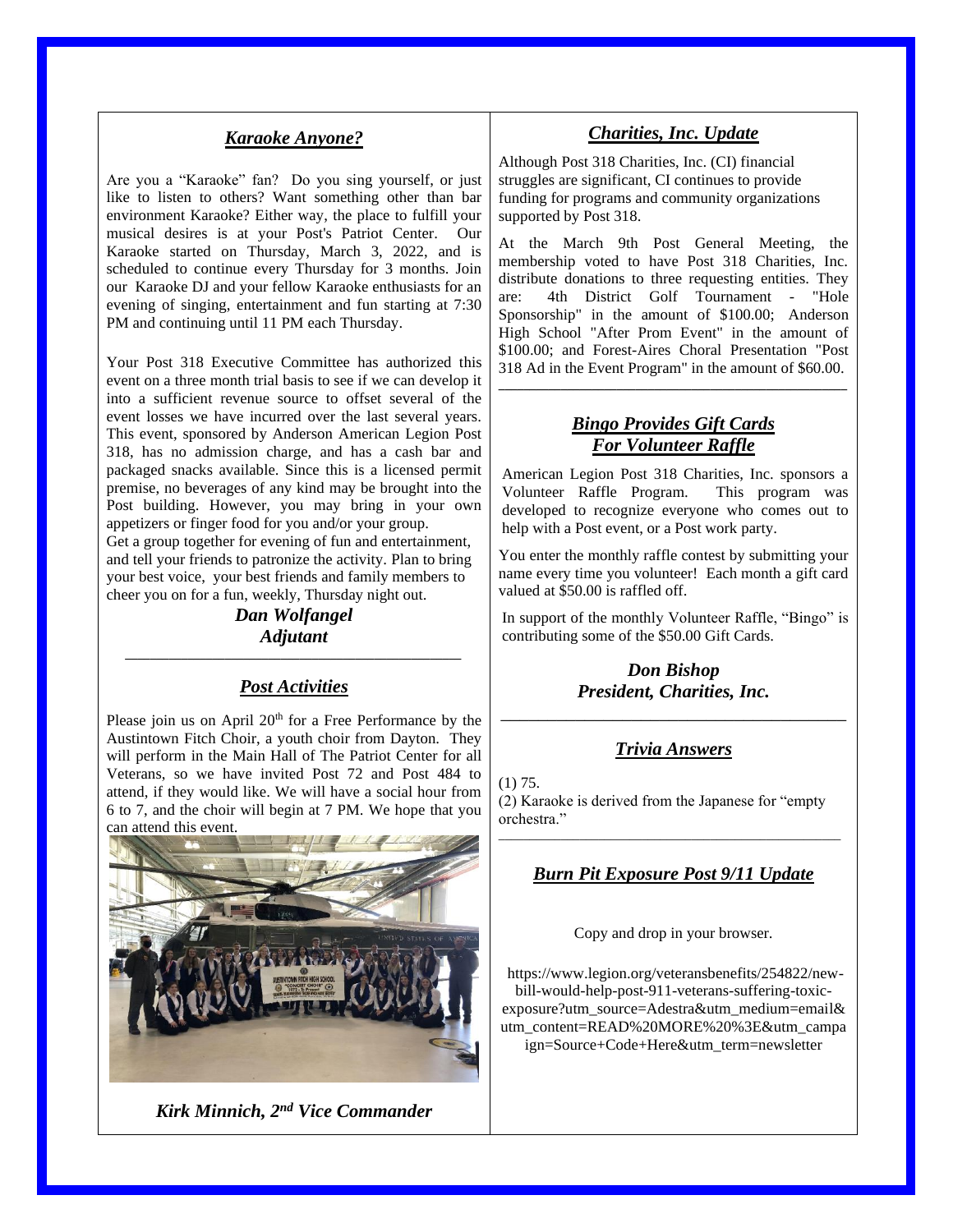## *Karaoke Anyone?*

Are you a "Karaoke" fan? Do you sing yourself, or just like to listen to others? Want something other than bar environment Karaoke? Either way, the place to fulfill your musical desires is at your Post's Patriot Center. Our Karaoke started on Thursday, March 3, 2022, and is scheduled to continue every Thursday for 3 months. Join our Karaoke DJ and your fellow Karaoke enthusiasts for an evening of singing, entertainment and fun starting at 7:30 PM and continuing until 11 PM each Thursday.

Your Post 318 Executive Committee has authorized this event on a three month trial basis to see if we can develop it into a sufficient revenue source to offset several of the event losses we have incurred over the last several years. This event, sponsored by Anderson American Legion Post 318, has no admission charge, and has a cash bar and packaged snacks available. Since this is a licensed permit premise, no beverages of any kind may be brought into the Post building. However, you may bring in your own appetizers or finger food for you and/or your group.

Get a group together for evening of fun and entertainment, and tell your friends to patronize the activity. Plan to bring your best voice, your best friends and family members to cheer you on for a fun, weekly, Thursday night out.

***Dan Wolfangel***
***Adjutant***

---

## *Post Activities*

Please join us on April 20th for a Free Performance by the Austintown Fitch Choir, a youth choir from Dayton. They will perform in the Main Hall of The Patriot Center for all Veterans, so we have invited Post 72 and Post 484 to attend, if they would like. We will have a social hour from 6 to 7, and the choir will begin at 7 PM. We hope that you can attend this event.

***Kirk Minnich, 2nd Vice Commander***

---

## *Charities, Inc. Update*

Although Post 318 Charities, Inc. (CI) financial struggles are significant, CI continues to provide funding for programs and community organizations supported by Post 318.

At the March 9th Post General Meeting, the membership voted to have Post 318 Charities, Inc. distribute donations to three requesting entities. They are: 4th District Golf Tournament - "Hole Sponsorship" in the amount of $100.00; Anderson High School "After Prom Event" in the amount of $100.00; and Forest-Aires Choral Presentation "Post 318 Ad in the Event Program" in the amount of $60.00.

---

## *Bingo Provides Gift Cards For Volunteer Raffle*

American Legion Post 318 Charities, Inc. sponsors a Volunteer Raffle Program. This program was developed to recognize everyone who comes out to help with a Post event, or a Post work party.

You enter the monthly raffle contest by submitting your name every time you volunteer! Each month a gift card valued at $50.00 is raffled off.

In support of the monthly Volunteer Raffle, "Bingo" is contributing some of the $50.00 Gift Cards.

***Don Bishop***
***President, Charities, Inc.***

---

## *Trivia Answers*

(1) 75.
(2) Karaoke is derived from the Japanese for "empty orchestra."

---

## *Burn Pit Exposure Post 9/11 Update*

Copy and drop in your browser.

https://www.legion.org/veteransbenefits/254822/new-bill-would-help-post-911-veterans-suffering-toxic-exposure?utm_source=Adestra&utm_medium=email&utm_content=READ%20MORE%20%3E&utm_campaign=Source+Code+Here&utm_term=newsletter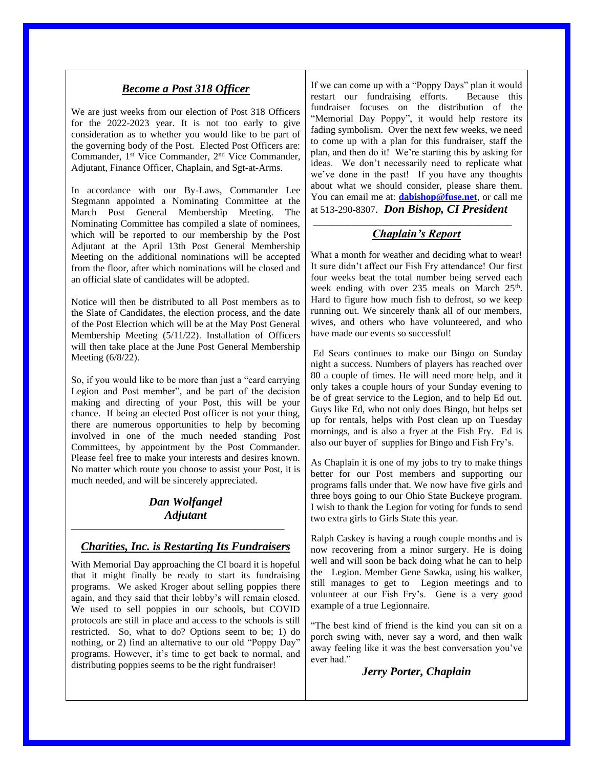## *Become a Post 318 Officer*

We are just weeks from our election of Post 318 Officers for the 2022-2023 year. It is not too early to give consideration as to whether you would like to be part of the governing body of the Post. Elected Post Officers are: Commander, 1st Vice Commander, 2nd Vice Commander, Adjutant, Finance Officer, Chaplain, and Sgt-at-Arms.

In accordance with our By-Laws, Commander Lee Stegmann appointed a Nominating Committee at the March Post General Membership Meeting. The Nominating Committee has compiled a slate of nominees, which will be reported to our membership by the Post Adjutant at the April 13th Post General Membership Meeting on the additional nominations will be accepted from the floor, after which nominations will be closed and an official slate of candidates will be adopted.

Notice will then be distributed to all Post members as to the Slate of Candidates, the election process, and the date of the Post Election which will be at the May Post General Membership Meeting (5/11/22). Installation of Officers will then take place at the June Post General Membership Meeting (6/8/22).

So, if you would like to be more than just a "card carrying Legion and Post member", and be part of the decision making and directing of your Post, this will be your chance. If being an elected Post officer is not your thing, there are numerous opportunities to help by becoming involved in one of the much needed standing Post Committees, by appointment by the Post Commander. Please feel free to make your interests and desires known. No matter which route you choose to assist your Post, it is much needed, and will be sincerely appreciated.

***Dan Wolfangel***
***Adjutant***

---

## *Charities, Inc. is Restarting Its Fundraisers*

With Memorial Day approaching the CI board it is hopeful that it might finally be ready to start its fundraising programs. We asked Kroger about selling poppies there again, and they said that their lobby's will remain closed. We used to sell poppies in our schools, but COVID protocols are still in place and access to the schools is still restricted. So, what to do? Options seem to be; 1) do nothing, or 2) find an alternative to our old "Poppy Day" programs. However, it's time to get back to normal, and distributing poppies seems to be the right fundraiser!

If we can come up with a "Poppy Days" plan it would restart our fundraising efforts. Because this fundraiser focuses on the distribution of the "Memorial Day Poppy", it would help restore its fading symbolism. Over the next few weeks, we need to come up with a plan for this fundraiser, staff the plan, and then do it! We're starting this by asking for ideas. We don't necessarily need to replicate what we've done in the past! If you have any thoughts about what we should consider, please share them. You can email me at: **dabishop@fuse.net**, or call me at 513-290-8307. ***Don Bishop, CI President***

---

## *Chaplain's Report*

What a month for weather and deciding what to wear! It sure didn't affect our Fish Fry attendance! Our first four weeks beat the total number being served each week ending with over 235 meals on March 25th. Hard to figure how much fish to defrost, so we keep running out. We sincerely thank all of our members, wives, and others who have volunteered, and who have made our events so successful!

Ed Sears continues to make our Bingo on Sunday night a success. Numbers of players has reached over 80 a couple of times. He will need more help, and it only takes a couple hours of your Sunday evening to be of great service to the Legion, and to help Ed out. Guys like Ed, who not only does Bingo, but helps set up for rentals, helps with Post clean up on Tuesday mornings, and is also a fryer at the Fish Fry. Ed is also our buyer of supplies for Bingo and Fish Fry's.

As Chaplain it is one of my jobs to try to make things better for our Post members and supporting our programs falls under that. We now have five girls and three boys going to our Ohio State Buckeye program. I wish to thank the Legion for voting for funds to send two extra girls to Girls State this year.

Ralph Caskey is having a rough couple months and is now recovering from a minor surgery. He is doing well and will soon be back doing what he can to help the Legion. Member Gene Sawka, using his walker, still manages to get to Legion meetings and to volunteer at our Fish Fry's. Gene is a very good example of a true Legionnaire.

"The best kind of friend is the kind you can sit on a porch swing with, never say a word, and then walk away feeling like it was the best conversation you've ever had."

***Jerry Porter, Chaplain***